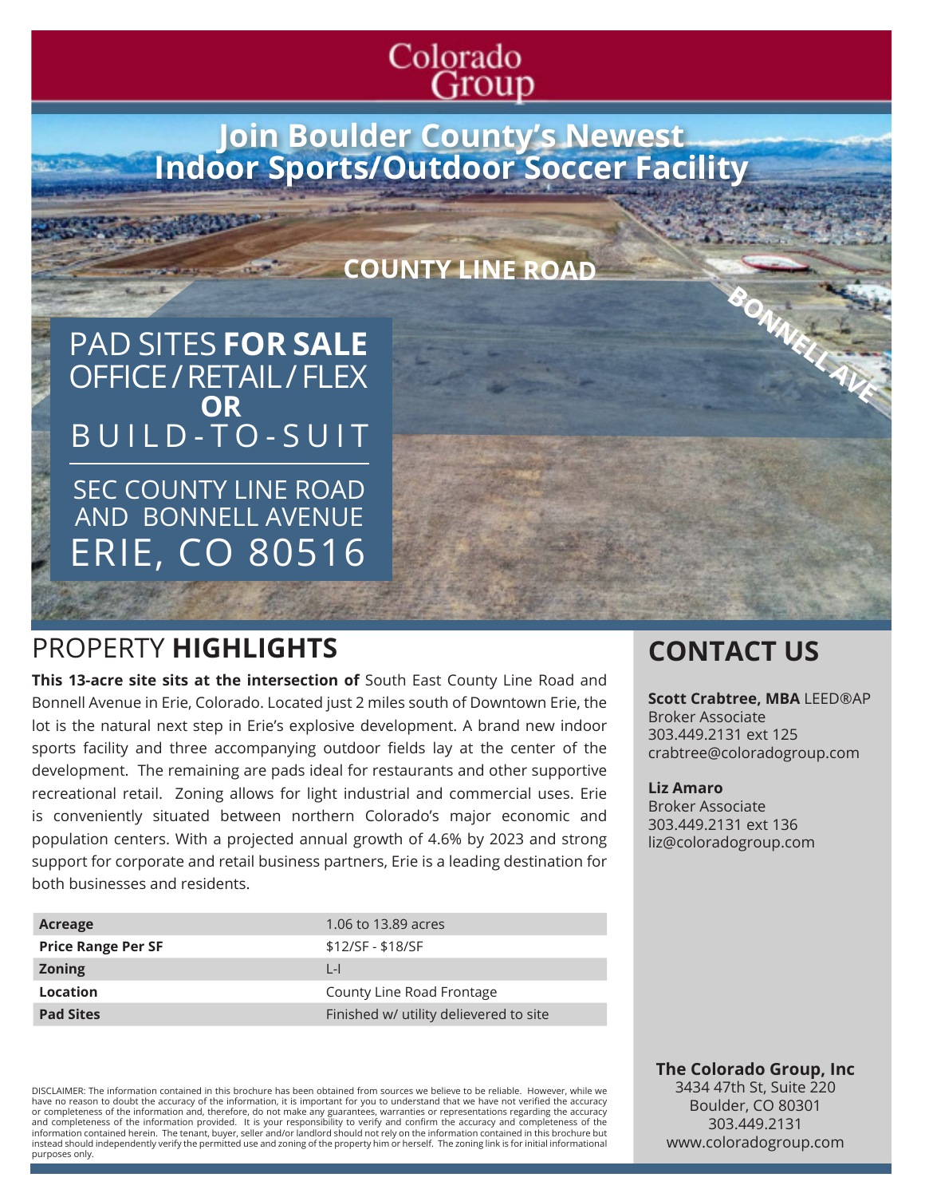Colorado Group

# Join Boulder County's Newest Indoor Sports/Outdoor Soccer Facility

COUNTY LINE ROAD

BONNELL AVE

PAD SITES **FOR SALE**
OFFICE / RETAIL / FLEX
**OR**
BUILD-TO-SUIT

SEC COUNTY LINE ROAD AND BONNELL AVENUE
ERIE, CO 80516

## PROPERTY HIGHLIGHTS

**This 13-acre site sits at the intersection of** South East County Line Road and Bonnell Avenue in Erie, Colorado. Located just 2 miles south of Downtown Erie, the lot is the natural next step in Erie's explosive development. A brand new indoor sports facility and three accompanying outdoor fields lay at the center of the development. The remaining are pads ideal for restaurants and other supportive recreational retail. Zoning allows for light industrial and commercial uses. Erie is conveniently situated between northern Colorado's major economic and population centers. With a projected annual growth of 4.6% by 2023 and strong support for corporate and retail business partners, Erie is a leading destination for both businesses and residents.

| | |
|---|---|
| **Acreage** | 1.06 to 13.89 acres |
| **Price Range Per SF** | $12/SF - $18/SF |
| **Zoning** | L-I |
| **Location** | County Line Road Frontage |
| **Pad Sites** | Finished w/ utility delievered to site |

## CONTACT US

**Scott Crabtree, MBA** LEED®AP
Broker Associate
303.449.2131 ext 125
crabtree@coloradogroup.com

**Liz Amaro**
Broker Associate
303.449.2131 ext 136
liz@coloradogroup.com

**The Colorado Group, Inc**
3434 47th St, Suite 220
Boulder, CO 80301
303.449.2131
www.coloradogroup.com

DISCLAIMER: The information contained in this brochure has been obtained from sources we believe to be reliable. However, while we have no reason to doubt the accuracy of the information, it is important for you to understand that we have not verified the accuracy or completeness of the information and, therefore, do not make any guarantees, warranties or representations regarding the accuracy and completeness of the information provided. It is your responsibility to verify and confirm the accuracy and completeness of the information contained herein. The tenant, buyer, seller and/or landlord should not rely on the information contained in this brochure but instead should independently verify the permitted use and zoning of the property him or herself. The zoning link is for initial informational purposes only.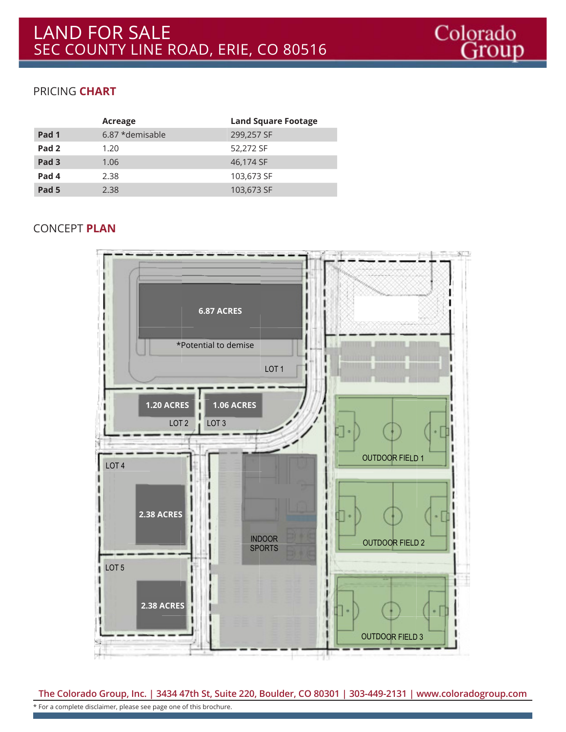# LAND FOR SALE
## SEC COUNTY LINE ROAD, ERIE, CO 80516

## PRICING CHART

| | Acreage | Land Square Footage |
|---|---|---|
| **Pad 1** | 6.87 *demisable | 299,257 SF |
| **Pad 2** | 1.20 | 52,272 SF |
| **Pad 3** | 1.06 | 46,174 SF |
| **Pad 4** | 2.38 | 103,673 SF |
| **Pad 5** | 2.38 | 103,673 SF |

## CONCEPT PLAN

6.87 ACRES
*Potential to demise
LOT 1

1.20 ACRES
LOT 2

1.06 ACRES
LOT 3

LOT 4
2.38 ACRES

LOT 5
2.38 ACRES

INDOOR SPORTS

OUTDOOR FIELD 1

OUTDOOR FIELD 2

OUTDOOR FIELD 3

**The Colorado Group, Inc. | 3434 47th St, Suite 220, Boulder, CO 80301 | 303-449-2131 | www.coloradogroup.com**

* For a complete disclaimer, please see page one of this brochure.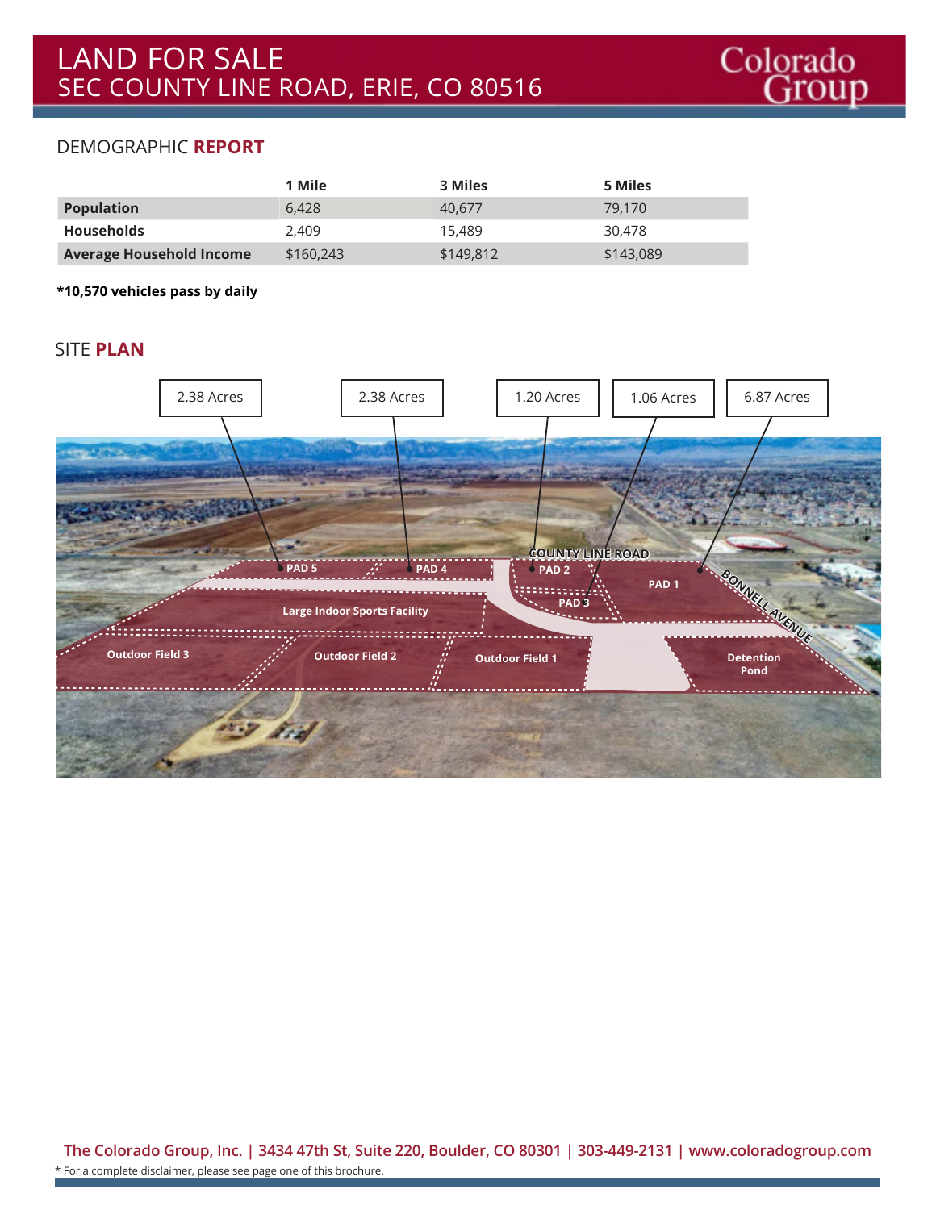# LAND FOR SALE
## SEC COUNTY LINE ROAD, ERIE, CO 80516

## DEMOGRAPHIC **REPORT**

| | 1 Mile | 3 Miles | 5 Miles |
|---|---|---|---|
| **Population** | 6,428 | 40,677 | 79,170 |
| **Households** | 2,409 | 15,489 | 30,478 |
| **Average Household Income** | $160,243 | $149,812 | $143,089 |

**\*10,570 vehicles pass by daily**

## SITE **PLAN**

2.38 Acres — PAD 5

2.38 Acres — PAD 4

1.20 Acres — PAD 2

1.06 Acres — PAD 3

6.87 Acres — PAD 1

COUNTY LINE ROAD

BONNELL AVENUE

Large Indoor Sports Facility

Outdoor Field 3

Outdoor Field 2

Outdoor Field 1

Detention Pond

**The Colorado Group, Inc. | 3434 47th St, Suite 220, Boulder, CO 80301 | 303-449-2131 | www.coloradogroup.com**

\* For a complete disclaimer, please see page one of this brochure.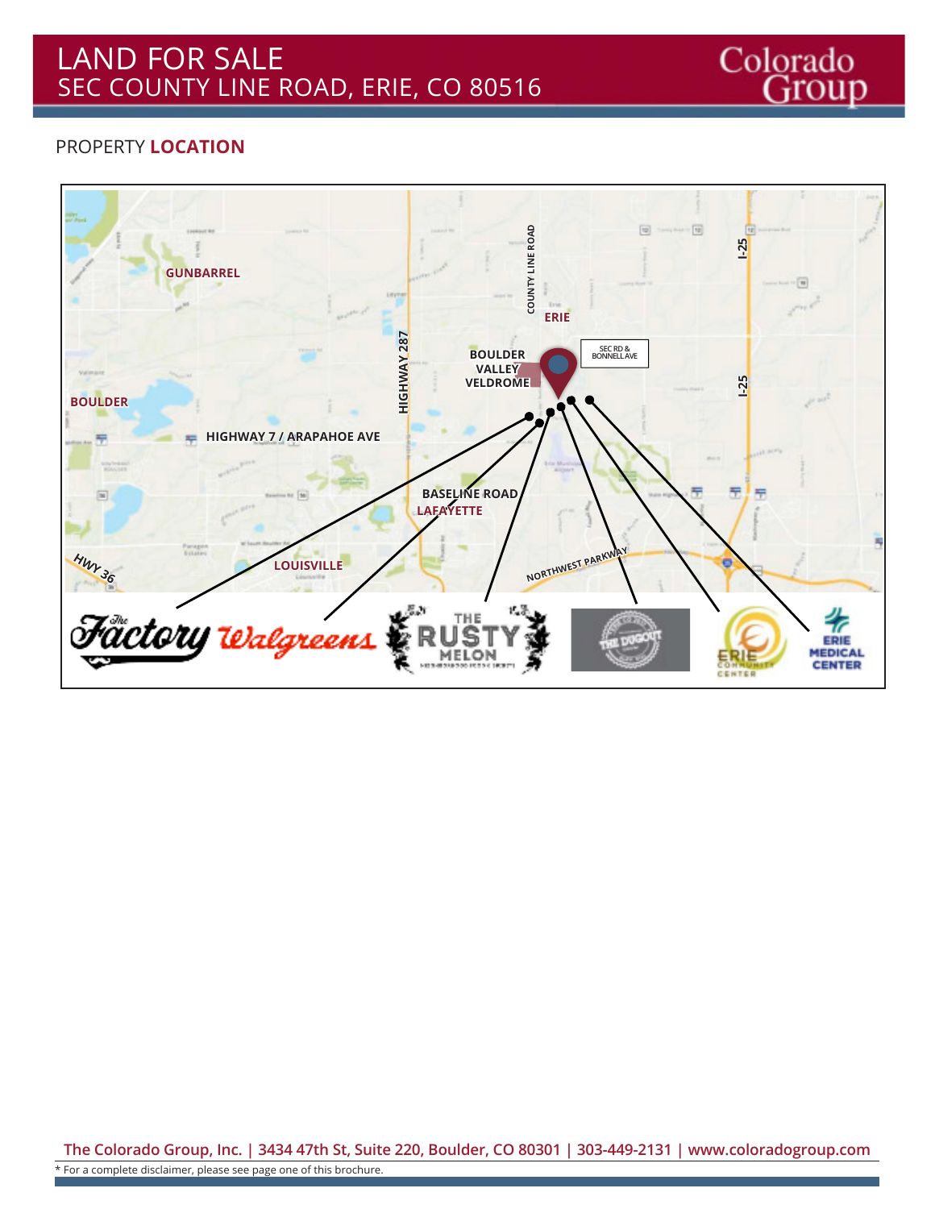# LAND FOR SALE
## SEC COUNTY LINE ROAD, ERIE, CO 80516

### PROPERTY **LOCATION**

GUNBARREL
COUNTY LINE ROAD
ERIE
I-25
HIGHWAY 287
BOULDER VALLEY VELDROME
SEC RD & BONNELL AVE
I-25
BOULDER
HIGHWAY 7 / ARAPAHOE AVE
BASELINE ROAD
LAFAYETTE
HWY 36
LOUISVILLE
NORTHWEST PARKWAY

The Factory
Walgreens
THE RUSTY MELON
THE DUGOUT
ERIE COMMUNITY CENTER
ERIE MEDICAL CENTER

The Colorado Group, Inc. | 3434 47th St, Suite 220, Boulder, CO 80301 | 303-449-2131 | www.coloradogroup.com

* For a complete disclaimer, please see page one of this brochure.